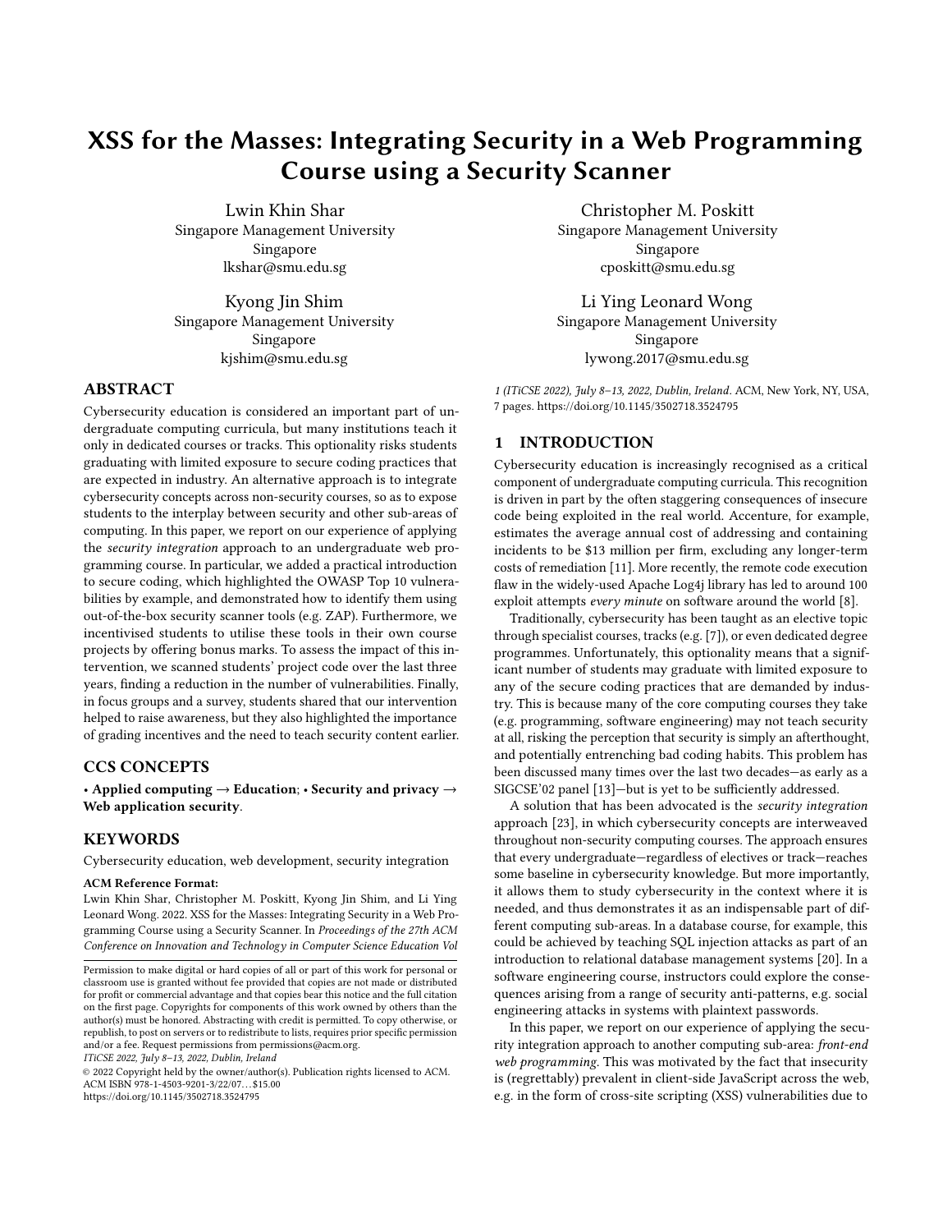# XSS for the Masses: Integrating Security in a Web Programming Course using a Security Scanner

Lwin Khin Shar
Singapore Management University
Singapore
lkshar@smu.edu.sg

Christopher M. Poskitt
Singapore Management University
Singapore
cposkitt@smu.edu.sg

Kyong Jin Shim
Singapore Management University
Singapore
kjshim@smu.edu.sg

Li Ying Leonard Wong
Singapore Management University
Singapore
lywong.2017@smu.edu.sg

## ABSTRACT

Cybersecurity education is considered an important part of undergraduate computing curricula, but many institutions teach it only in dedicated courses or tracks. This optionality risks students graduating with limited exposure to secure coding practices that are expected in industry. An alternative approach is to integrate cybersecurity concepts across non-security courses, so as to expose students to the interplay between security and other sub-areas of computing. In this paper, we report on our experience of applying the *security integration* approach to an undergraduate web programming course. In particular, we added a practical introduction to secure coding, which highlighted the OWASP Top 10 vulnerabilities by example, and demonstrated how to identify them using out-of-the-box security scanner tools (e.g. ZAP). Furthermore, we incentivised students to utilise these tools in their own course projects by offering bonus marks. To assess the impact of this intervention, we scanned students' project code over the last three years, finding a reduction in the number of vulnerabilities. Finally, in focus groups and a survey, students shared that our intervention helped to raise awareness, but they also highlighted the importance of grading incentives and the need to teach security content earlier.

## CCS CONCEPTS

• **Applied computing → Education**; • **Security and privacy → Web application security**.

## KEYWORDS

Cybersecurity education, web development, security integration

**ACM Reference Format:**

Lwin Khin Shar, Christopher M. Poskitt, Kyong Jin Shim, and Li Ying Leonard Wong. 2022. XSS for the Masses: Integrating Security in a Web Programming Course using a Security Scanner. In *Proceedings of the 27th ACM Conference on Innovation and Technology in Computer Science Education Vol 1 (ITiCSE 2022), July 8–13, 2022, Dublin, Ireland.* ACM, New York, NY, USA, 7 pages. https://doi.org/10.1145/3502718.3524795

Permission to make digital or hard copies of all or part of this work for personal or classroom use is granted without fee provided that copies are not made or distributed for profit or commercial advantage and that copies bear this notice and the full citation on the first page. Copyrights for components of this work owned by others than the author(s) must be honored. Abstracting with credit is permitted. To copy otherwise, or republish, to post on servers or to redistribute to lists, requires prior specific permission and/or a fee. Request permissions from permissions@acm.org.
*ITiCSE 2022, July 8–13, 2022, Dublin, Ireland*
© 2022 Copyright held by the owner/author(s). Publication rights licensed to ACM.
ACM ISBN 978-1-4503-9201-3/22/07...$15.00
https://doi.org/10.1145/3502718.3524795

## 1 INTRODUCTION

Cybersecurity education is increasingly recognised as a critical component of undergraduate computing curricula. This recognition is driven in part by the often staggering consequences of insecure code being exploited in the real world. Accenture, for example, estimates the average annual cost of addressing and containing incidents to be $13 million per firm, excluding any longer-term costs of remediation [11]. More recently, the remote code execution flaw in the widely-used Apache Log4j library has led to around 100 exploit attempts *every minute* on software around the world [8].

Traditionally, cybersecurity has been taught as an elective topic through specialist courses, tracks (e.g. [7]), or even dedicated degree programmes. Unfortunately, this optionality means that a significant number of students may graduate with limited exposure to any of the secure coding practices that are demanded by industry. This is because many of the core computing courses they take (e.g. programming, software engineering) may not teach security at all, risking the perception that security is simply an afterthought, and potentially entrenching bad coding habits. This problem has been discussed many times over the last two decades—as early as a SIGCSE'02 panel [13]—but is yet to be sufficiently addressed.

A solution that has been advocated is the *security integration* approach [23], in which cybersecurity concepts are interweaved throughout non-security computing courses. The approach ensures that every undergraduate—regardless of electives or track—reaches some baseline in cybersecurity knowledge. But more importantly, it allows them to study cybersecurity in the context where it is needed, and thus demonstrates it as an indispensable part of different computing sub-areas. In a database course, for example, this could be achieved by teaching SQL injection attacks as part of an introduction to relational database management systems [20]. In a software engineering course, instructors could explore the consequences arising from a range of security anti-patterns, e.g. social engineering attacks in systems with plaintext passwords.

In this paper, we report on our experience of applying the security integration approach to another computing sub-area: *front-end web programming*. This was motivated by the fact that insecurity is (regrettably) prevalent in client-side JavaScript across the web, e.g. in the form of cross-site scripting (XSS) vulnerabilities due to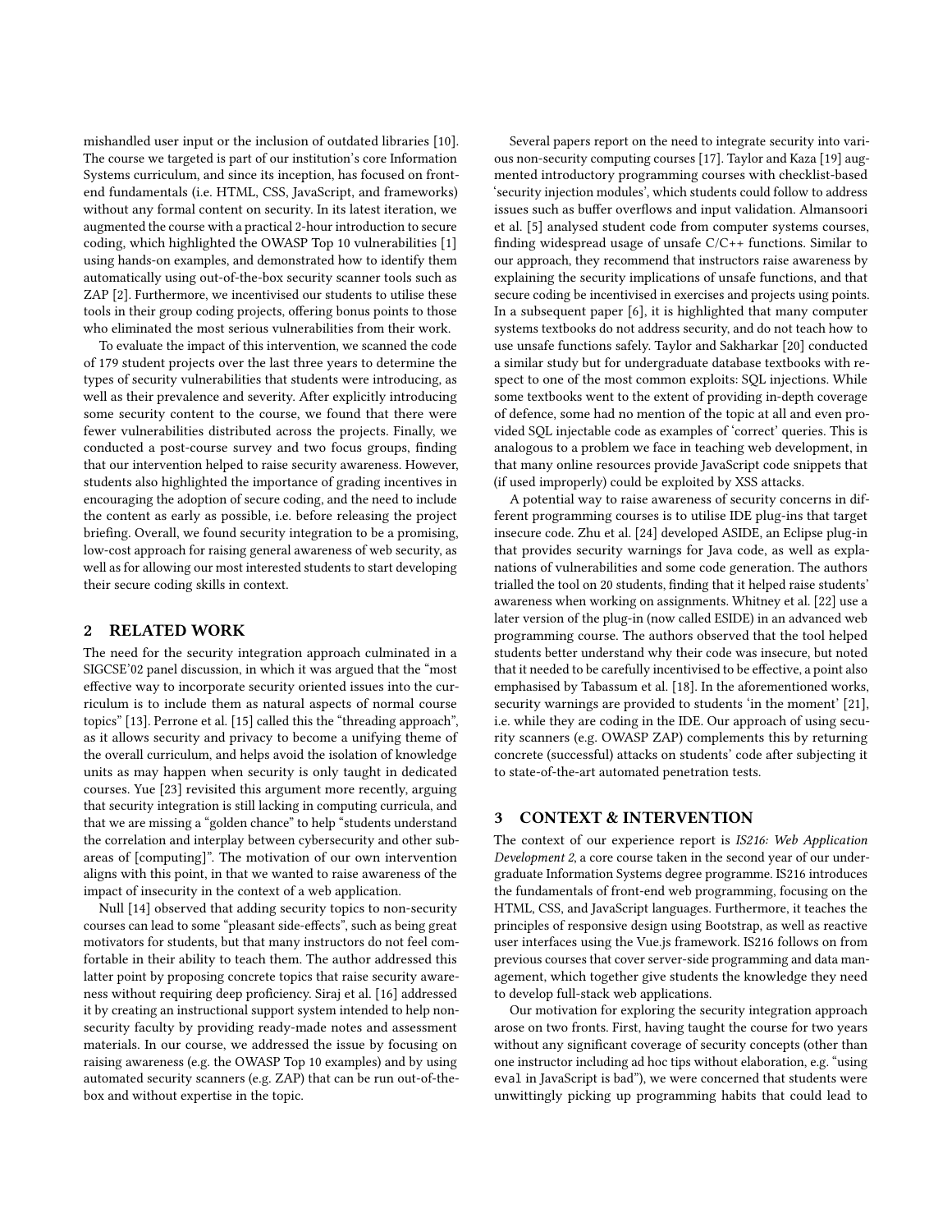mishandled user input or the inclusion of outdated libraries [10]. The course we targeted is part of our institution's core Information Systems curriculum, and since its inception, has focused on front-end fundamentals (i.e. HTML, CSS, JavaScript, and frameworks) without any formal content on security. In its latest iteration, we augmented the course with a practical 2-hour introduction to secure coding, which highlighted the OWASP Top 10 vulnerabilities [1] using hands-on examples, and demonstrated how to identify them automatically using out-of-the-box security scanner tools such as ZAP [2]. Furthermore, we incentivised our students to utilise these tools in their group coding projects, offering bonus points to those who eliminated the most serious vulnerabilities from their work.

To evaluate the impact of this intervention, we scanned the code of 179 student projects over the last three years to determine the types of security vulnerabilities that students were introducing, as well as their prevalence and severity. After explicitly introducing some security content to the course, we found that there were fewer vulnerabilities distributed across the projects. Finally, we conducted a post-course survey and two focus groups, finding that our intervention helped to raise security awareness. However, students also highlighted the importance of grading incentives in encouraging the adoption of secure coding, and the need to include the content as early as possible, i.e. before releasing the project briefing. Overall, we found security integration to be a promising, low-cost approach for raising general awareness of web security, as well as for allowing our most interested students to start developing their secure coding skills in context.

## 2 RELATED WORK

The need for the security integration approach culminated in a SIGCSE'02 panel discussion, in which it was argued that the "most effective way to incorporate security oriented issues into the curriculum is to include them as natural aspects of normal course topics" [13]. Perrone et al. [15] called this the "threading approach", as it allows security and privacy to become a unifying theme of the overall curriculum, and helps avoid the isolation of knowledge units as may happen when security is only taught in dedicated courses. Yue [23] revisited this argument more recently, arguing that security integration is still lacking in computing curricula, and that we are missing a "golden chance" to help "students understand the correlation and interplay between cybersecurity and other sub-areas of [computing]". The motivation of our own intervention aligns with this point, in that we wanted to raise awareness of the impact of insecurity in the context of a web application.

Null [14] observed that adding security topics to non-security courses can lead to some "pleasant side-effects", such as being great motivators for students, but that many instructors do not feel comfortable in their ability to teach them. The author addressed this latter point by proposing concrete topics that raise security awareness without requiring deep proficiency. Siraj et al. [16] addressed it by creating an instructional support system intended to help non-security faculty by providing ready-made notes and assessment materials. In our course, we addressed the issue by focusing on raising awareness (e.g. the OWASP Top 10 examples) and by using automated security scanners (e.g. ZAP) that can be run out-of-the-box and without expertise in the topic.

Several papers report on the need to integrate security into various non-security computing courses [17]. Taylor and Kaza [19] augmented introductory programming courses with checklist-based 'security injection modules', which students could follow to address issues such as buffer overflows and input validation. Almansoori et al. [5] analysed student code from computer systems courses, finding widespread usage of unsafe C/C++ functions. Similar to our approach, they recommend that instructors raise awareness by explaining the security implications of unsafe functions, and that secure coding be incentivised in exercises and projects using points. In a subsequent paper [6], it is highlighted that many computer systems textbooks do not address security, and do not teach how to use unsafe functions safely. Taylor and Sakharkar [20] conducted a similar study but for undergraduate database textbooks with respect to one of the most common exploits: SQL injections. While some textbooks went to the extent of providing in-depth coverage of defence, some had no mention of the topic at all and even provided SQL injectable code as examples of 'correct' queries. This is analogous to a problem we face in teaching web development, in that many online resources provide JavaScript code snippets that (if used improperly) could be exploited by XSS attacks.

A potential way to raise awareness of security concerns in different programming courses is to utilise IDE plug-ins that target insecure code. Zhu et al. [24] developed ASIDE, an Eclipse plug-in that provides security warnings for Java code, as well as explanations of vulnerabilities and some code generation. The authors trialled the tool on 20 students, finding that it helped raise students' awareness when working on assignments. Whitney et al. [22] use a later version of the plug-in (now called ESIDE) in an advanced web programming course. The authors observed that the tool helped students better understand why their code was insecure, but noted that it needed to be carefully incentivised to be effective, a point also emphasised by Tabassum et al. [18]. In the aforementioned works, security warnings are provided to students 'in the moment' [21], i.e. while they are coding in the IDE. Our approach of using security scanners (e.g. OWASP ZAP) complements this by returning concrete (successful) attacks on students' code after subjecting it to state-of-the-art automated penetration tests.

## 3 CONTEXT & INTERVENTION

The context of our experience report is *IS216: Web Application Development 2*, a core course taken in the second year of our undergraduate Information Systems degree programme. IS216 introduces the fundamentals of front-end web programming, focusing on the HTML, CSS, and JavaScript languages. Furthermore, it teaches the principles of responsive design using Bootstrap, as well as reactive user interfaces using the Vue.js framework. IS216 follows on from previous courses that cover server-side programming and data management, which together give students the knowledge they need to develop full-stack web applications.

Our motivation for exploring the security integration approach arose on two fronts. First, having taught the course for two years without any significant coverage of security concepts (other than one instructor including ad hoc tips without elaboration, e.g. "using `eval` in JavaScript is bad"), we were concerned that students were unwittingly picking up programming habits that could lead to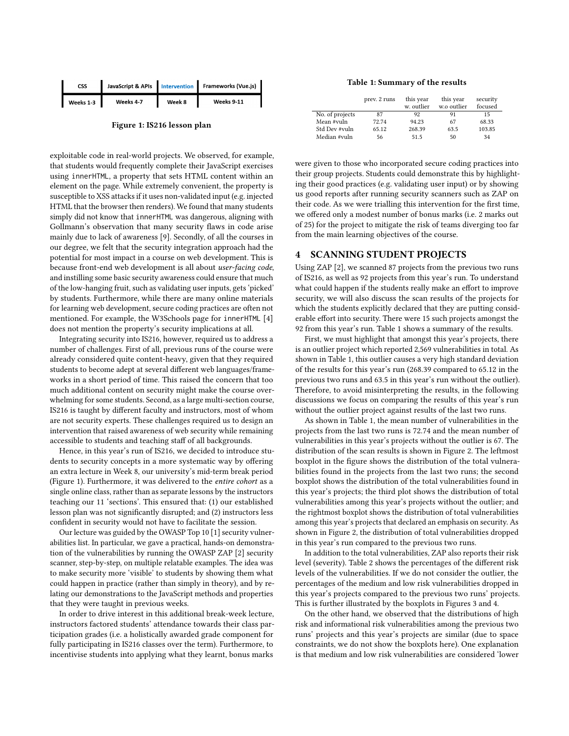| CSS | JavaScript & APIs | Intervention | Frameworks (Vue.js) |
|---|---|---|---|
| Weeks 1-3 | Weeks 4-7 | Week 8 | Weeks 9-11 |

**Figure 1: IS216 lesson plan**

exploitable code in real-world projects. We observed, for example, that students would frequently complete their JavaScript exercises using `innerHTML`, a property that sets HTML content within an element on the page. While extremely convenient, the property is susceptible to XSS attacks if it uses non-validated input (e.g. injected HTML that the browser then renders). We found that many students simply did not know that `innerHTML` was dangerous, aligning with Gollmann's observation that many security flaws in code arise mainly due to lack of awareness [9]. Secondly, of all the courses in our degree, we felt that the security integration approach had the potential for most impact in a course on web development. This is because front-end web development is all about *user-facing code*, and instilling some basic security awareness could ensure that much of the low-hanging fruit, such as validating user inputs, gets 'picked' by students. Furthermore, while there are many online materials for learning web development, secure coding practices are often not mentioned. For example, the W3Schools page for `innerHTML` [4] does not mention the property's security implications at all.

Integrating security into IS216, however, required us to address a number of challenges. First of all, previous runs of the course were already considered quite content-heavy, given that they required students to become adept at several different web languages/frameworks in a short period of time. This raised the concern that too much additional content on security might make the course overwhelming for some students. Second, as a large multi-section course, IS216 is taught by different faculty and instructors, most of whom are not security experts. These challenges required us to design an intervention that raised awareness of web security while remaining accessible to students and teaching staff of all backgrounds.

Hence, in this year's run of IS216, we decided to introduce students to security concepts in a more systematic way by offering an extra lecture in Week 8, our university's mid-term break period (Figure 1). Furthermore, it was delivered to the *entire cohort* as a single online class, rather than as separate lessons by the instructors teaching our 11 'sections'. This ensured that: (1) our established lesson plan was not significantly disrupted; and (2) instructors less confident in security would not have to facilitate the session.

Our lecture was guided by the OWASP Top 10 [1] security vulnerabilities list. In particular, we gave a practical, hands-on demonstration of the vulnerabilities by running the OWASP ZAP [2] security scanner, step-by-step, on multiple relatable examples. The idea was to make security more 'visible' to students by showing them what could happen in practice (rather than simply in theory), and by relating our demonstrations to the JavaScript methods and properties that they were taught in previous weeks.

In order to drive interest in this additional break-week lecture, instructors factored students' attendance towards their class participation grades (i.e. a holistically awarded grade component for fully participating in IS216 classes over the term). Furthermore, to incentivise students into applying what they learnt, bonus marks were given to those who incorporated secure coding practices into their group projects. Students could demonstrate this by highlighting their good practices (e.g. validating user input) or by showing us good reports after running security scanners such as ZAP on their code. As we were trialling this intervention for the first time, we offered only a modest number of bonus marks (i.e. 2 marks out of 25) for the project to mitigate the risk of teams diverging too far from the main learning objectives of the course.

**Table 1: Summary of the results**

| | prev. 2 runs | this year w. outlier | this year w.o outlier | security focused |
|---|---|---|---|---|
| No. of projects | 87 | 92 | 91 | 15 |
| Mean #vuln | 72.74 | 94.23 | 67 | 68.33 |
| Std Dev #vuln | 65.12 | 268.39 | 63.5 | 103.85 |
| Median #vuln | 56 | 51.5 | 50 | 34 |

## 4 SCANNING STUDENT PROJECTS

Using ZAP [2], we scanned 87 projects from the previous two runs of IS216, as well as 92 projects from this year's run. To understand what could happen if the students really make an effort to improve security, we will also discuss the scan results of the projects for which the students explicitly declared that they are putting considerable effort into security. There were 15 such projects amongst the 92 from this year's run. Table 1 shows a summary of the results.

First, we must highlight that amongst this year's projects, there is an outlier project which reported 2,569 vulnerabilities in total. As shown in Table 1, this outlier causes a very high standard deviation of the results for this year's run (268.39 compared to 65.12 in the previous two runs and 63.5 in this year's run without the outlier). Therefore, to avoid misinterpreting the results, in the following discussions we focus on comparing the results of this year's run without the outlier project against results of the last two runs.

As shown in Table 1, the mean number of vulnerabilities in the projects from the last two runs is 72.74 and the mean number of vulnerabilities in this year's projects without the outlier is 67. The distribution of the scan results is shown in Figure 2. The leftmost boxplot in the figure shows the distribution of the total vulnerabilities found in the projects from the last two runs; the second boxplot shows the distribution of the total vulnerabilities found in this year's projects; the third plot shows the distribution of total vulnerabilities among this year's projects without the outlier; and the rightmost boxplot shows the distribution of total vulnerabilities among this year's projects that declared an emphasis on security. As shown in Figure 2, the distribution of total vulnerabilities dropped in this year's run compared to the previous two runs.

In addition to the total vulnerabilities, ZAP also reports their risk level (severity). Table 2 shows the percentages of the different risk levels of the vulnerabilities. If we do not consider the outlier, the percentages of the medium and low risk vulnerabilities dropped in this year's projects compared to the previous two runs' projects. This is further illustrated by the boxplots in Figures 3 and 4.

On the other hand, we observed that the distributions of high risk and informational risk vulnerabilities among the previous two runs' projects and this year's projects are similar (due to space constraints, we do not show the boxplots here). One explanation is that medium and low risk vulnerabilities are considered 'lower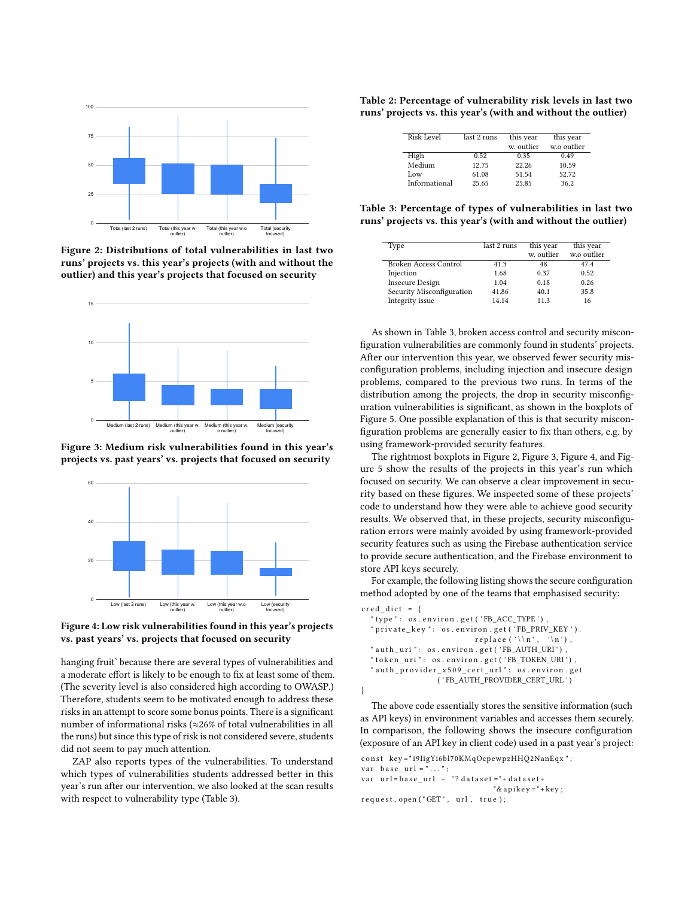Figure 2: Distributions of total vulnerabilities in last two runs' projects vs. this year's projects (with and without the outlier) and this year's projects that focused on security

Figure 3: Medium risk vulnerabilities found in this year's projects vs. past years' vs. projects that focused on security

Figure 4: Low risk vulnerabilities found in this year's projects vs. past years' vs. projects that focused on security

hanging fruit' because there are several types of vulnerabilities and a moderate effort is likely to be enough to fix at least some of them. (The severity level is also considered high according to OWASP.) Therefore, students seem to be motivated enough to address these risks in an attempt to score some bonus points. There is a significant number of informational risks (≈26% of total vulnerabilities in all the runs) but since this type of risk is not considered severe, students did not seem to pay much attention.

ZAP also reports types of the vulnerabilities. To understand which types of vulnerabilities students addressed better in this year's run after our intervention, we also looked at the scan results with respect to vulnerability type (Table 3).

**Table 2: Percentage of vulnerability risk levels in last two runs' projects vs. this year's (with and without the outlier)**

| Risk Level | last 2 runs | this year w. outlier | this year w.o outlier |
|---|---|---|---|
| High | 0.52 | 0.35 | 0.49 |
| Medium | 12.75 | 22.26 | 10.59 |
| Low | 61.08 | 51.54 | 52.72 |
| Informational | 25.65 | 25.85 | 36.2 |

**Table 3: Percentage of types of vulnerabilities in last two runs' projects vs. this year's (with and without the outlier)**

| Type | last 2 runs | this year w. outlier | this year w.o outlier |
|---|---|---|---|
| Broken Access Control | 41.3 | 48 | 47.4 |
| Injection | 1.68 | 0.37 | 0.52 |
| Insecure Design | 1.04 | 0.18 | 0.26 |
| Security Misconfiguration | 41.86 | 40.1 | 35.8 |
| Integrity issue | 14.14 | 11.3 | 16 |

As shown in Table 3, broken access control and security misconfiguration vulnerabilities are commonly found in students' projects. After our intervention this year, we observed fewer security misconfiguration problems, including injection and insecure design problems, compared to the previous two runs. In terms of the distribution among the projects, the drop in security misconfiguration vulnerabilities is significant, as shown in the boxplots of Figure 5. One possible explanation of this is that security misconfiguration problems are generally easier to fix than others, e.g. by using framework-provided security features.

The rightmost boxplots in Figure 2, Figure 3, Figure 4, and Figure 5 show the results of the projects in this year's run which focused on security. We can observe a clear improvement in security based on these figures. We inspected some of these projects' code to understand how they were able to achieve good security results. We observed that, in these projects, security misconfiguration errors were mainly avoided by using framework-provided security features such as using the Firebase authentication service to provide secure authentication, and the Firebase environment to store API keys securely.

For example, the following listing shows the secure configuration method adopted by one of the teams that emphasised security:

```
cred_dict = {
  "type": os.environ.get('FB_ACC_TYPE'),
  "private_key": os.environ.get('FB_PRIV_KEY').
                    replace('\\n', '\n'),
  "auth_uri": os.environ.get('FB_AUTH_URI'),
  "token_uri": os.environ.get('FB_TOKEN_URI'),
  "auth_provider_x509_cert_url": os.environ.get
              ('FB_AUTH_PROVIDER_CERT_URL')
}
```

The above code essentially stores the sensitive information (such as API keys) in environment variables and accesses them securely. In comparison, the following shows the insecure configuration (exposure of an API key in client code) used in a past year's project:

```
const key="i9IigYi6bl70KMqOcpewpzHHQ2NanEqx";
var base_url="...";
var url=base_url + "?dataset="+dataset+
                    "&apikey="+key;
request.open("GET", url, true);
```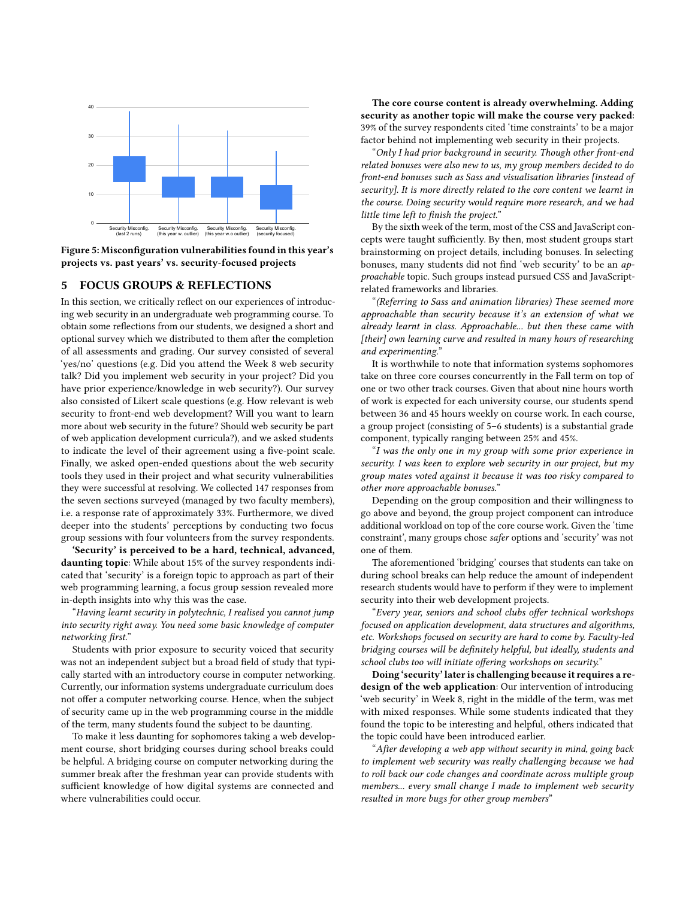Figure 5: Misconfiguration vulnerabilities found in this year's projects vs. past years' vs. security-focused projects

## 5 FOCUS GROUPS & REFLECTIONS

In this section, we critically reflect on our experiences of introducing web security in an undergraduate web programming course. To obtain some reflections from our students, we designed a short and optional survey which we distributed to them after the completion of all assessments and grading. Our survey consisted of several 'yes/no' questions (e.g. Did you attend the Week 8 web security talk? Did you implement web security in your project? Did you have prior experience/knowledge in web security?). Our survey also consisted of Likert scale questions (e.g. How relevant is web security to front-end web development? Will you want to learn more about web security in the future? Should web security be part of web application development curricula?), and we asked students to indicate the level of their agreement using a five-point scale. Finally, we asked open-ended questions about the web security tools they used in their project and what security vulnerabilities they were successful at resolving. We collected 147 responses from the seven sections surveyed (managed by two faculty members), i.e. a response rate of approximately 33%. Furthermore, we dived deeper into the students' perceptions by conducting two focus group sessions with four volunteers from the survey respondents.

**'Security' is perceived to be a hard, technical, advanced, daunting topic**: While about 15% of the survey respondents indicated that 'security' is a foreign topic to approach as part of their web programming learning, a focus group session revealed more in-depth insights into why this was the case.

"*Having learnt security in polytechnic, I realised you cannot jump into security right away. You need some basic knowledge of computer networking first.*"

Students with prior exposure to security voiced that security was not an independent subject but a broad field of study that typically started with an introductory course in computer networking. Currently, our information systems undergraduate curriculum does not offer a computer networking course. Hence, when the subject of security came up in the web programming course in the middle of the term, many students found the subject to be daunting.

To make it less daunting for sophomores taking a web development course, short bridging courses during school breaks could be helpful. A bridging course on computer networking during the summer break after the freshman year can provide students with sufficient knowledge of how digital systems are connected and where vulnerabilities could occur.

**The core course content is already overwhelming. Adding security as another topic will make the course very packed**: 39% of the survey respondents cited 'time constraints' to be a major factor behind not implementing web security in their projects.

"*Only I had prior background in security. Though other front-end related bonuses were also new to us, my group members decided to do front-end bonuses such as Sass and visualisation libraries [instead of security]. It is more directly related to the core content we learnt in the course. Doing security would require more research, and we had little time left to finish the project.*"

By the sixth week of the term, most of the CSS and JavaScript concepts were taught sufficiently. By then, most student groups start brainstorming on project details, including bonuses. In selecting bonuses, many students did not find 'web security' to be an *approachable* topic. Such groups instead pursued CSS and JavaScript-related frameworks and libraries.

"*(Referring to Sass and animation libraries) These seemed more approachable than security because it's an extension of what we already learnt in class. Approachable... but then these came with [their] own learning curve and resulted in many hours of researching and experimenting.*"

It is worthwhile to note that information systems sophomores take on three core courses concurrently in the Fall term on top of one or two other track courses. Given that about nine hours worth of work is expected for each university course, our students spend between 36 and 45 hours weekly on course work. In each course, a group project (consisting of 5–6 students) is a substantial grade component, typically ranging between 25% and 45%.

"*I was the only one in my group with some prior experience in security. I was keen to explore web security in our project, but my group mates voted against it because it was too risky compared to other more approachable bonuses.*"

Depending on the group composition and their willingness to go above and beyond, the group project component can introduce additional workload on top of the core course work. Given the 'time constraint', many groups chose *safer* options and 'security' was not one of them.

The aforementioned 'bridging' courses that students can take on during school breaks can help reduce the amount of independent research students would have to perform if they were to implement security into their web development projects.

"*Every year, seniors and school clubs offer technical workshops focused on application development, data structures and algorithms, etc. Workshops focused on security are hard to come by. Faculty-led bridging courses will be definitely helpful, but ideally, students and school clubs too will initiate offering workshops on security.*"

**Doing 'security' later is challenging because it requires a redesign of the web application**: Our intervention of introducing 'web security' in Week 8, right in the middle of the term, was met with mixed responses. While some students indicated that they found the topic to be interesting and helpful, others indicated that the topic could have been introduced earlier.

"*After developing a web app without security in mind, going back to implement web security was really challenging because we had to roll back our code changes and coordinate across multiple group members... every small change I made to implement web security resulted in more bugs for other group members*"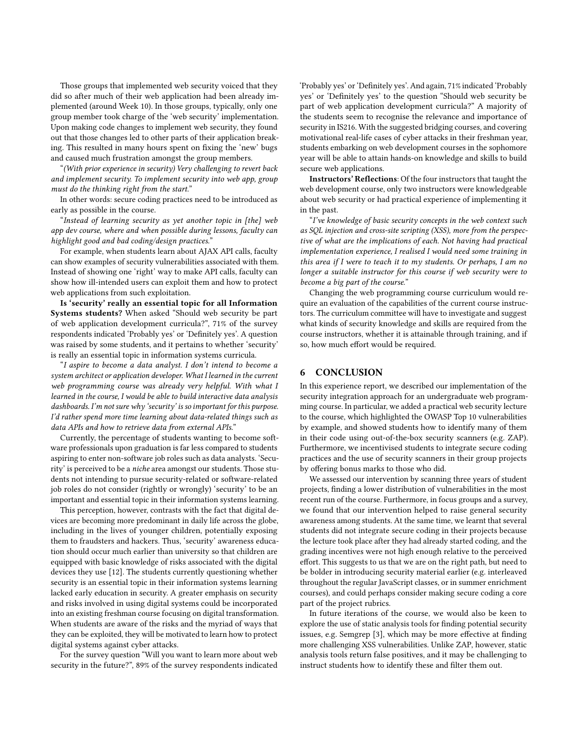Those groups that implemented web security voiced that they did so after much of their web application had been already implemented (around Week 10). In those groups, typically, only one group member took charge of the 'web security' implementation. Upon making code changes to implement web security, they found out that those changes led to other parts of their application breaking. This resulted in many hours spent on fixing the 'new' bugs and caused much frustration amongst the group members.

"*(With prior experience in security) Very challenging to revert back and implement security. To implement security into web app, group must do the thinking right from the start.*"

In other words: secure coding practices need to be introduced as early as possible in the course.

"*Instead of learning security as yet another topic in [the] web app dev course, where and when possible during lessons, faculty can highlight good and bad coding/design practices.*"

For example, when students learn about AJAX API calls, faculty can show examples of security vulnerabilities associated with them. Instead of showing one 'right' way to make API calls, faculty can show how ill-intended users can exploit them and how to protect web applications from such exploitation.

**Is 'security' really an essential topic for all Information Systems students?** When asked "Should web security be part of web application development curricula?", 71% of the survey respondents indicated 'Probably yes' or 'Definitely yes'. A question was raised by some students, and it pertains to whether 'security' is really an essential topic in information systems curricula.

"*I aspire to become a data analyst. I don't intend to become a system architect or application developer. What I learned in the current web programming course was already very helpful. With what I learned in the course, I would be able to build interactive data analysis dashboards. I'm not sure why 'security' is so important for this purpose. I'd rather spend more time learning about data-related things such as data APIs and how to retrieve data from external APIs.*"

Currently, the percentage of students wanting to become software professionals upon graduation is far less compared to students aspiring to enter non-software job roles such as data analysts. 'Security' is perceived to be a *niche* area amongst our students. Those students not intending to pursue security-related or software-related job roles do not consider (rightly or wrongly) 'security' to be an important and essential topic in their information systems learning.

This perception, however, contrasts with the fact that digital devices are becoming more predominant in daily life across the globe, including in the lives of younger children, potentially exposing them to fraudsters and hackers. Thus, 'security' awareness education should occur much earlier than university so that children are equipped with basic knowledge of risks associated with the digital devices they use [12]. The students currently questioning whether security is an essential topic in their information systems learning lacked early education in security. A greater emphasis on security and risks involved in using digital systems could be incorporated into an existing freshman course focusing on digital transformation. When students are aware of the risks and the myriad of ways that they can be exploited, they will be motivated to learn how to protect digital systems against cyber attacks.

For the survey question "Will you want to learn more about web security in the future?", 89% of the survey respondents indicated 'Probably yes' or 'Definitely yes'. And again, 71% indicated 'Probably yes' or 'Definitely yes' to the question "Should web security be part of web application development curricula?" A majority of the students seem to recognise the relevance and importance of security in IS216. With the suggested bridging courses, and covering motivational real-life cases of cyber attacks in their freshman year, students embarking on web development courses in the sophomore year will be able to attain hands-on knowledge and skills to build secure web applications.

**Instructors' Reflections**: Of the four instructors that taught the web development course, only two instructors were knowledgeable about web security or had practical experience of implementing it in the past.

"*I've knowledge of basic security concepts in the web context such as SQL injection and cross-site scripting (XSS), more from the perspective of what are the implications of each. Not having had practical implementation experience, I realised I would need some training in this area if I were to teach it to my students. Or perhaps, I am no longer a suitable instructor for this course if web security were to become a big part of the course.*"

Changing the web programming course curriculum would require an evaluation of the capabilities of the current course instructors. The curriculum committee will have to investigate and suggest what kinds of security knowledge and skills are required from the course instructors, whether it is attainable through training, and if so, how much effort would be required.

## 6 CONCLUSION

In this experience report, we described our implementation of the security integration approach for an undergraduate web programming course. In particular, we added a practical web security lecture to the course, which highlighted the OWASP Top 10 vulnerabilities by example, and showed students how to identify many of them in their code using out-of-the-box security scanners (e.g. ZAP). Furthermore, we incentivised students to integrate secure coding practices and the use of security scanners in their group projects by offering bonus marks to those who did.

We assessed our intervention by scanning three years of student projects, finding a lower distribution of vulnerabilities in the most recent run of the course. Furthermore, in focus groups and a survey, we found that our intervention helped to raise general security awareness among students. At the same time, we learnt that several students did not integrate secure coding in their projects because the lecture took place after they had already started coding, and the grading incentives were not high enough relative to the perceived effort. This suggests to us that we are on the right path, but need to be bolder in introducing security material earlier (e.g. interleaved throughout the regular JavaScript classes, or in summer enrichment courses), and could perhaps consider making secure coding a core part of the project rubrics.

In future iterations of the course, we would also be keen to explore the use of static analysis tools for finding potential security issues, e.g. Semgrep [3], which may be more effective at finding more challenging XSS vulnerabilities. Unlike ZAP, however, static analysis tools return false positives, and it may be challenging to instruct students how to identify these and filter them out.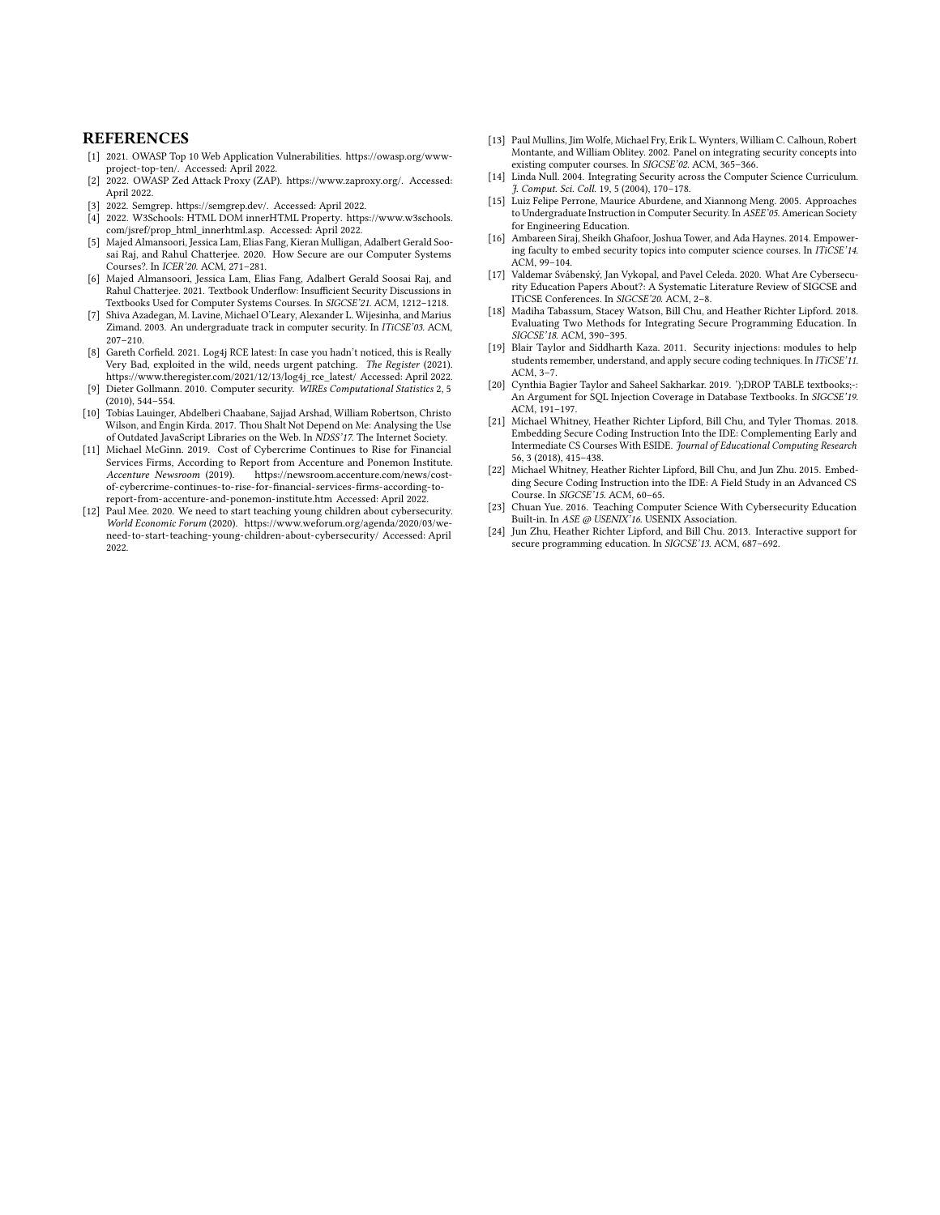## REFERENCES

[1] 2021. OWASP Top 10 Web Application Vulnerabilities. https://owasp.org/www-project-top-ten/. Accessed: April 2022.

[2] 2022. OWASP Zed Attack Proxy (ZAP). https://www.zaproxy.org/. Accessed: April 2022.

[3] 2022. Semgrep. https://semgrep.dev/. Accessed: April 2022.

[4] 2022. W3Schools: HTML DOM innerHTML Property. https://www.w3schools.com/jsref/prop_html_innerhtml.asp. Accessed: April 2022.

[5] Majed Almansoori, Jessica Lam, Elias Fang, Kieran Mulligan, Adalbert Gerald Soosai Raj, and Rahul Chatterjee. 2020. How Secure are our Computer Systems Courses?. In *ICER'20*. ACM, 271–281.

[6] Majed Almansoori, Jessica Lam, Elias Fang, Adalbert Gerald Soosai Raj, and Rahul Chatterjee. 2021. Textbook Underflow: Insufficient Security Discussions in Textbooks Used for Computer Systems Courses. In *SIGCSE'21*. ACM, 1212–1218.

[7] Shiva Azadegan, M. Lavine, Michael O'Leary, Alexander L. Wijesinha, and Marius Zimand. 2003. An undergraduate track in computer security. In *ITiCSE'03*. ACM, 207–210.

[8] Gareth Corfield. 2021. Log4j RCE latest: In case you hadn't noticed, this is Really Very Bad, exploited in the wild, needs urgent patching. *The Register* (2021). https://www.theregister.com/2021/12/13/log4j_rce_latest/ Accessed: April 2022.

[9] Dieter Gollmann. 2010. Computer security. *WIREs Computational Statistics* 2, 5 (2010), 544–554.

[10] Tobias Lauinger, Abdelberi Chaabane, Sajjad Arshad, William Robertson, Christo Wilson, and Engin Kirda. 2017. Thou Shalt Not Depend on Me: Analysing the Use of Outdated JavaScript Libraries on the Web. In *NDSS'17*. The Internet Society.

[11] Michael McGinn. 2019. Cost of Cybercrime Continues to Rise for Financial Services Firms, According to Report from Accenture and Ponemon Institute. *Accenture Newsroom* (2019). https://newsroom.accenture.com/news/cost-of-cybercrime-continues-to-rise-for-financial-services-firms-according-to-report-from-accenture-and-ponemon-institute.htm Accessed: April 2022.

[12] Paul Mee. 2020. We need to start teaching young children about cybersecurity. *World Economic Forum* (2020). https://www.weforum.org/agenda/2020/03/we-need-to-start-teaching-young-children-about-cybersecurity/ Accessed: April 2022.

[13] Paul Mullins, Jim Wolfe, Michael Fry, Erik L. Wynters, William C. Calhoun, Robert Montante, and William Oblitey. 2002. Panel on integrating security concepts into existing computer courses. In *SIGCSE'02*. ACM, 365–366.

[14] Linda Null. 2004. Integrating Security across the Computer Science Curriculum. *J. Comput. Sci. Coll.* 19, 5 (2004), 170–178.

[15] Luiz Felipe Perrone, Maurice Aburdene, and Xiannong Meng. 2005. Approaches to Undergraduate Instruction in Computer Security. In *ASEE'05*. American Society for Engineering Education.

[16] Ambareen Siraj, Sheikh Ghafoor, Joshua Tower, and Ada Haynes. 2014. Empowering faculty to embed security topics into computer science courses. In *ITiCSE'14*. ACM, 99–104.

[17] Valdemar Švábenský, Jan Vykopal, and Pavel Celeda. 2020. What Are Cybersecurity Education Papers About?: A Systematic Literature Review of SIGCSE and ITiCSE Conferences. In *SIGCSE'20*. ACM, 2–8.

[18] Madiha Tabassum, Stacey Watson, Bill Chu, and Heather Richter Lipford. 2018. Evaluating Two Methods for Integrating Secure Programming Education. In *SIGCSE'18*. ACM, 390–395.

[19] Blair Taylor and Siddharth Kaza. 2011. Security injections: modules to help students remember, understand, and apply secure coding techniques. In *ITiCSE'11*. ACM, 3–7.

[20] Cynthia Bagier Taylor and Saheel Sakharkar. 2019. ');DROP TABLE textbooks;--: An Argument for SQL Injection Coverage in Database Textbooks. In *SIGCSE'19*. ACM, 191–197.

[21] Michael Whitney, Heather Richter Lipford, Bill Chu, and Tyler Thomas. 2018. Embedding Secure Coding Instruction Into the IDE: Complementing Early and Intermediate CS Courses With ESIDE. *Journal of Educational Computing Research* 56, 3 (2018), 415–438.

[22] Michael Whitney, Heather Richter Lipford, Bill Chu, and Jun Zhu. 2015. Embedding Secure Coding Instruction into the IDE: A Field Study in an Advanced CS Course. In *SIGCSE'15*. ACM, 60–65.

[23] Chuan Yue. 2016. Teaching Computer Science With Cybersecurity Education Built-in. In *ASE @ USENIX'16*. USENIX Association.

[24] Jun Zhu, Heather Richter Lipford, and Bill Chu. 2013. Interactive support for secure programming education. In *SIGCSE'13*. ACM, 687–692.